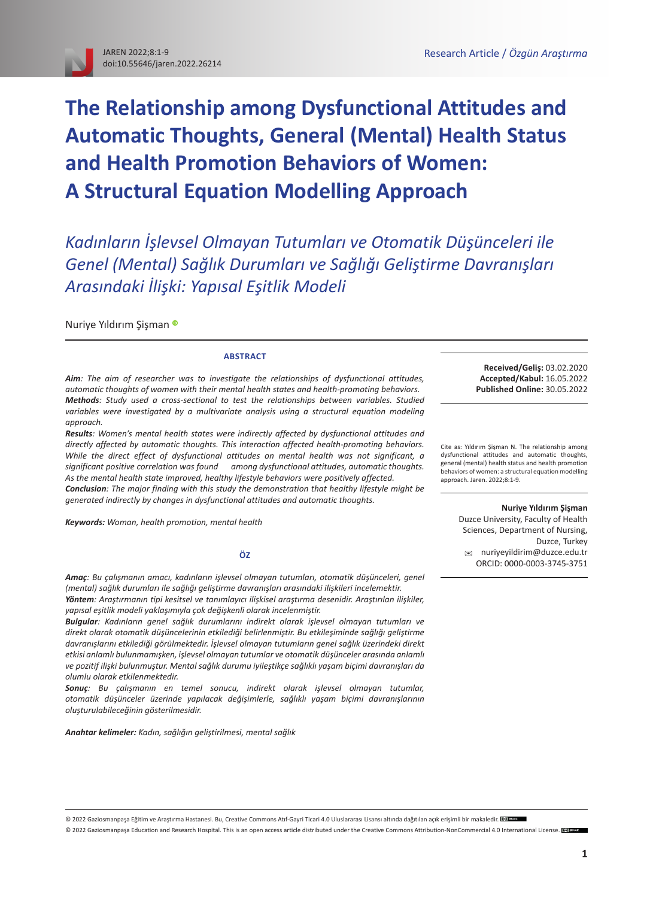Research Article / *Özgün Araştırma*

# The Relationship among Dysfunctional Attitudes and Automatic Thoughts, General (Mental) Health Status and Health Promotion Behaviors of Women: A Structural Equation Modelling Approach

## *Kadınların İşlevsel Olmayan Tutumları ve Otomatik Düşünceleri ile Genel (Mental) Sağlık Durumları ve Sağlığı Geliştirme Davranışları Arasındaki İlişki: Yapısal Eşitlik Modeli*

Nuriye Yıldırım Şişman

**Received/Geliş:** 03.02.2020
**Accepted/Kabul:** 16.05.2022
**Published Online:** 30.05.2022

Cite as: Yıldırım Şişman N. The relationship among dysfunctional attitudes and automatic thoughts, general (mental) health status and health promotion behaviors of women: a structural equation modelling approach. Jaren. 2022;8:1-9.

**Nuriye Yıldırım Şişman**
Duzce University, Faculty of Health Sciences, Department of Nursing, Duzce, Turkey
✉ nuriyeyildirim@duzce.edu.tr
ORCID: 0000-0003-3745-3751

### ABSTRACT

***Aim**: The aim of researcher was to investigate the relationships of dysfunctional attitudes, automatic thoughts of women with their mental health states and health-promoting behaviors.*
***Methods**: Study used a cross-sectional to test the relationships between variables. Studied variables were investigated by a multivariate analysis using a structural equation modeling approach.*
***Results**: Women's mental health states were indirectly affected by dysfunctional attitudes and directly affected by automatic thoughts. This interaction affected health-promoting behaviors. While the direct effect of dysfunctional attitudes on mental health was not significant, a significant positive correlation was found among dysfunctional attitudes, automatic thoughts. As the mental health state improved, healthy lifestyle behaviors were positively affected.*
***Conclusion**: The major finding with this study the demonstration that healthy lifestyle might be generated indirectly by changes in dysfunctional attitudes and automatic thoughts.*

**Keywords:** *Woman, health promotion, mental health*

### ÖZ

***Amaç**: Bu çalışmanın amacı, kadınların işlevsel olmayan tutumları, otomatik düşünceleri, genel (mental) sağlık durumları ile sağlığı geliştirme davranışları arasındaki ilişkileri incelemektir.*
***Yöntem**: Araştırmanın tipi kesitsel ve tanımlayıcı ilişkisel araştırma desenidir. Araştırılan ilişkiler, yapısal eşitlik modeli yaklaşımıyla çok değişkenli olarak incelenmiştir.*
***Bulgular**: Kadınların genel sağlık durumlarını indirekt olarak işlevsel olmayan tutumları ve direkt olarak otomatik düşüncelerinin etkilediği belirlenmiştir. Bu etkileşiminde sağlığı geliştirme davranışlarını etkilediği görülmektedir. İşlevsel olmayan tutumların genel sağlık üzerindeki direkt etkisi anlamlı bulunmamışken, işlevsel olmayan tutumlar ve otomatik düşünceler arasında anlamlı ve pozitif ilişki bulunmuştur. Mental sağlık durumu iyileştikçe sağlıklı yaşam biçimi davranışları da olumlu olarak etkilenmektedir.*
***Sonuç**: Bu çalışmanın en temel sonucu, indirekt olarak işlevsel olmayan tutumlar, otomatik düşünceler üzerinde yapılacak değişimlerle, sağlıklı yaşam biçimi davranışlarının oluşturulabileceğinin gösterilmesidir.*

**Anahtar kelimeler:** *Kadın, sağlığın geliştirilmesi, mental sağlık*

© 2022 Gaziosmanpaşa Eğitim ve Araştırma Hastanesi. Bu, Creative Commons Atıf-Gayri Ticari 4.0 Uluslararası Lisansı altında dağıtılan açık erişimli bir makaledir.
© 2022 Gaziosmanpaşa Education and Research Hospital. This is an open access article distributed under the Creative Commons Attribution-NonCommercial 4.0 International License.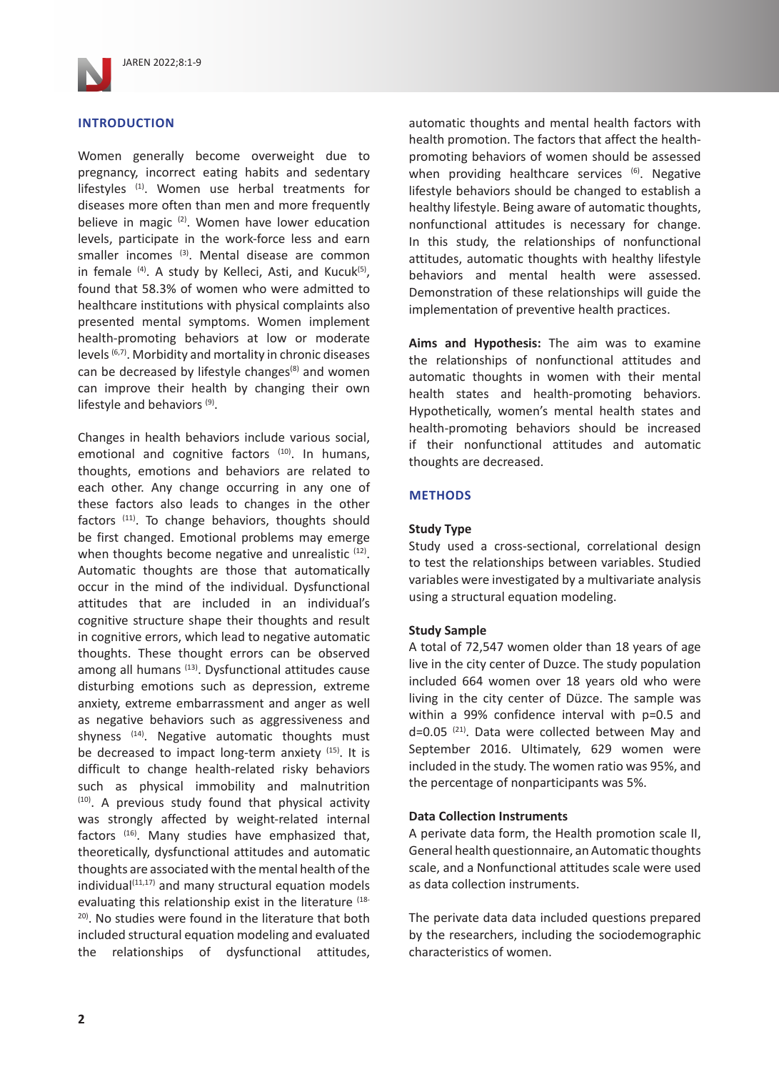## INTRODUCTION

Women generally become overweight due to pregnancy, incorrect eating habits and sedentary lifestyles [1]. Women use herbal treatments for diseases more often than men and more frequently believe in magic [2]. Women have lower education levels, participate in the work-force less and earn smaller incomes [3]. Mental disease are common in female [4]. A study by Kelleci, Asti, and Kucuk[5], found that 58.3% of women who were admitted to healthcare institutions with physical complaints also presented mental symptoms. Women implement health-promoting behaviors at low or moderate levels [6,7]. Morbidity and mortality in chronic diseases can be decreased by lifestyle changes[8] and women can improve their health by changing their own lifestyle and behaviors [9].

Changes in health behaviors include various social, emotional and cognitive factors [10]. In humans, thoughts, emotions and behaviors are related to each other. Any change occurring in any one of these factors also leads to changes in the other factors [11]. To change behaviors, thoughts should be first changed. Emotional problems may emerge when thoughts become negative and unrealistic [12]. Automatic thoughts are those that automatically occur in the mind of the individual. Dysfunctional attitudes that are included in an individual's cognitive structure shape their thoughts and result in cognitive errors, which lead to negative automatic thoughts. These thought errors can be observed among all humans [13]. Dysfunctional attitudes cause disturbing emotions such as depression, extreme anxiety, extreme embarrassment and anger as well as negative behaviors such as aggressiveness and shyness [14]. Negative automatic thoughts must be decreased to impact long-term anxiety [15]. It is difficult to change health-related risky behaviors such as physical immobility and malnutrition [10]. A previous study found that physical activity was strongly affected by weight-related internal factors [16]. Many studies have emphasized that, theoretically, dysfunctional attitudes and automatic thoughts are associated with the mental health of the individual[11,17] and many structural equation models evaluating this relationship exist in the literature [18-20]. No studies were found in the literature that both included structural equation modeling and evaluated the relationships of dysfunctional attitudes, automatic thoughts and mental health factors with health promotion. The factors that affect the health-promoting behaviors of women should be assessed when providing healthcare services [6]. Negative lifestyle behaviors should be changed to establish a healthy lifestyle. Being aware of automatic thoughts, nonfunctional attitudes is necessary for change. In this study, the relationships of nonfunctional attitudes, automatic thoughts with healthy lifestyle behaviors and mental health were assessed. Demonstration of these relationships will guide the implementation of preventive health practices.

**Aims and Hypothesis:** The aim was to examine the relationships of nonfunctional attitudes and automatic thoughts in women with their mental health states and health-promoting behaviors. Hypothetically, women's mental health states and health-promoting behaviors should be increased if their nonfunctional attitudes and automatic thoughts are decreased.

## METHODS

### Study Type

Study used a cross-sectional, correlational design to test the relationships between variables. Studied variables were investigated by a multivariate analysis using a structural equation modeling.

### Study Sample

A total of 72,547 women older than 18 years of age live in the city center of Duzce. The study population included 664 women over 18 years old who were living in the city center of Düzce. The sample was within a 99% confidence interval with p=0.5 and d=0.05 [21]. Data were collected between May and September 2016. Ultimately, 629 women were included in the study. The women ratio was 95%, and the percentage of nonparticipants was 5%.

### Data Collection Instruments

A perivate data form, the Health promotion scale II, General health questionnaire, an Automatic thoughts scale, and a Nonfunctional attitudes scale were used as data collection instruments.

The perivate data data included questions prepared by the researchers, including the sociodemographic characteristics of women.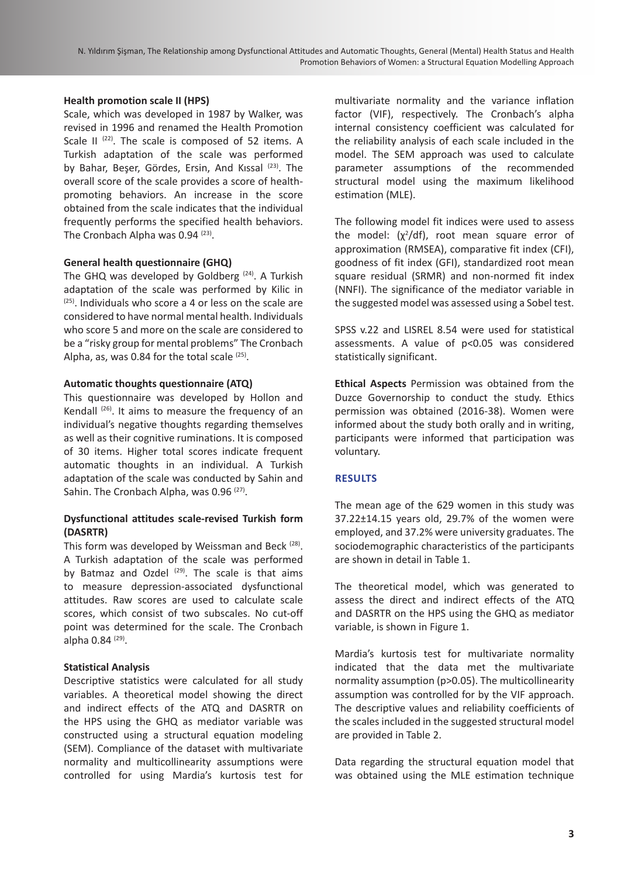### Health promotion scale II (HPS)

Scale, which was developed in 1987 by Walker, was revised in 1996 and renamed the Health Promotion Scale II [22]. The scale is composed of 52 items. A Turkish adaptation of the scale was performed by Bahar, Beşer, Gördes, Ersin, And Kıssal [23]. The overall score of the scale provides a score of health-promoting behaviors. An increase in the score obtained from the scale indicates that the individual frequently performs the specified health behaviors. The Cronbach Alpha was 0.94 [23].

### General health questionnaire (GHQ)

The GHQ was developed by Goldberg [24]. A Turkish adaptation of the scale was performed by Kilic in [25]. Individuals who score a 4 or less on the scale are considered to have normal mental health. Individuals who score 5 and more on the scale are considered to be a "risky group for mental problems" The Cronbach Alpha, as, was 0.84 for the total scale [25].

### Automatic thoughts questionnaire (ATQ)

This questionnaire was developed by Hollon and Kendall [26]. It aims to measure the frequency of an individual's negative thoughts regarding themselves as well as their cognitive ruminations. It is composed of 30 items. Higher total scores indicate frequent automatic thoughts in an individual. A Turkish adaptation of the scale was conducted by Sahin and Sahin. The Cronbach Alpha, was 0.96 [27].

### Dysfunctional attitudes scale-revised Turkish form (DASRTR)

This form was developed by Weissman and Beck [28]. A Turkish adaptation of the scale was performed by Batmaz and Ozdel [29]. The scale is that aims to measure depression-associated dysfunctional attitudes. Raw scores are used to calculate scale scores, which consist of two subscales. No cut-off point was determined for the scale. The Cronbach alpha 0.84 [29].

### Statistical Analysis

Descriptive statistics were calculated for all study variables. A theoretical model showing the direct and indirect effects of the ATQ and DASRTR on the HPS using the GHQ as mediator variable was constructed using a structural equation modeling (SEM). Compliance of the dataset with multivariate normality and multicollinearity assumptions were controlled for using Mardia's kurtosis test for multivariate normality and the variance inflation factor (VIF), respectively. The Cronbach's alpha internal consistency coefficient was calculated for the reliability analysis of each scale included in the model. The SEM approach was used to calculate parameter assumptions of the recommended structural model using the maximum likelihood estimation (MLE).

The following model fit indices were used to assess the model: ($\chi^2$/df), root mean square error of approximation (RMSEA), comparative fit index (CFI), goodness of fit index (GFI), standardized root mean square residual (SRMR) and non-normed fit index (NNFI). The significance of the mediator variable in the suggested model was assessed using a Sobel test.

SPSS v.22 and LISREL 8.54 were used for statistical assessments. A value of $p<0.05$ was considered statistically significant.

**Ethical Aspects** Permission was obtained from the Duzce Governorship to conduct the study. Ethics permission was obtained (2016-38). Women were informed about the study both orally and in writing, participants were informed that participation was voluntary.

## RESULTS

The mean age of the 629 women in this study was 37.22±14.15 years old, 29.7% of the women were employed, and 37.2% were university graduates. The sociodemographic characteristics of the participants are shown in detail in Table 1.

The theoretical model, which was generated to assess the direct and indirect effects of the ATQ and DASRTR on the HPS using the GHQ as mediator variable, is shown in Figure 1.

Mardia's kurtosis test for multivariate normality indicated that the data met the multivariate normality assumption ($p>0.05$). The multicollinearity assumption was controlled for by the VIF approach. The descriptive values and reliability coefficients of the scales included in the suggested structural model are provided in Table 2.

Data regarding the structural equation model that was obtained using the MLE estimation technique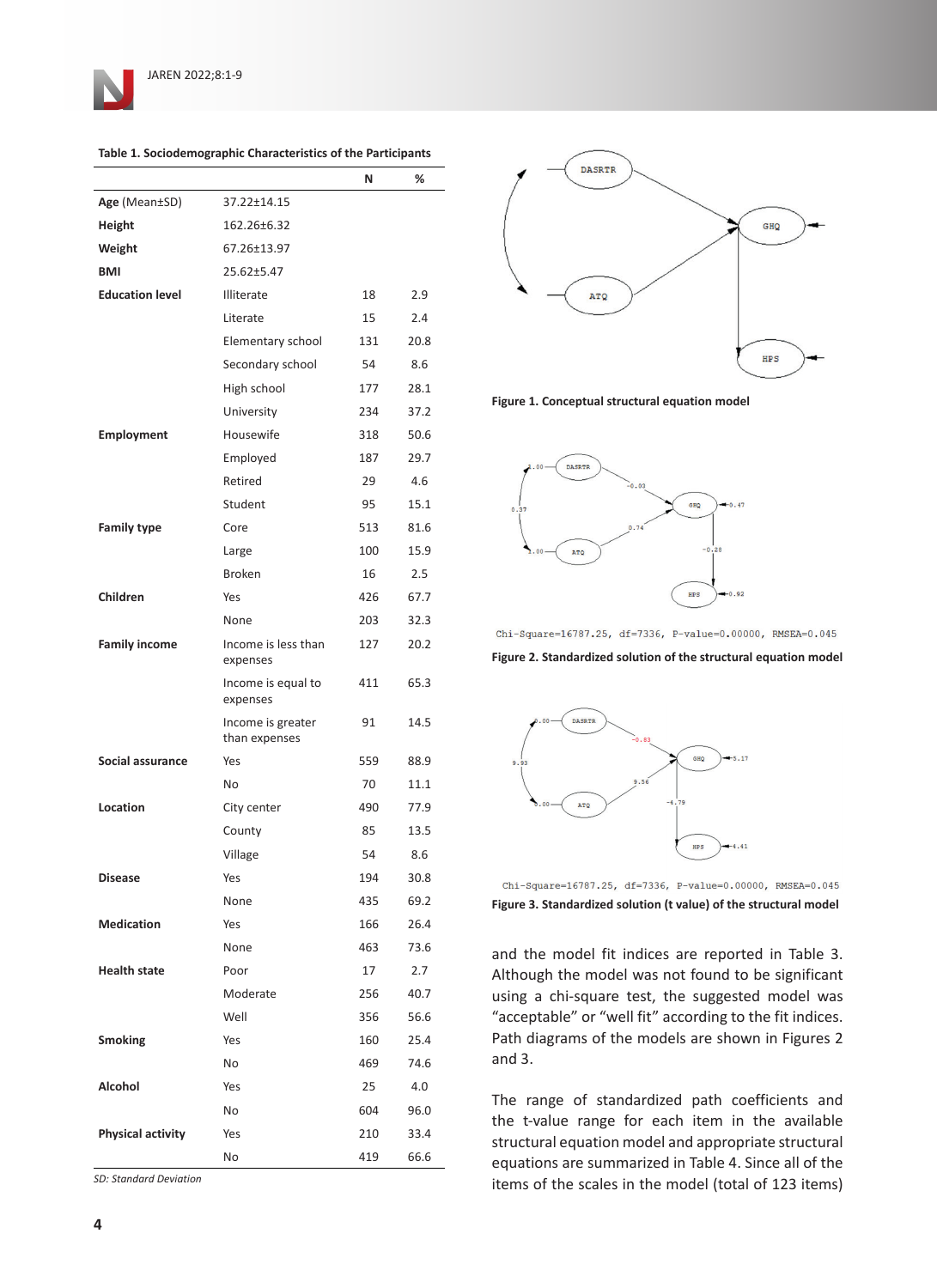Table 1. Sociodemographic Characteristics of the Participants

| | | N | % |
|---|---|---|---|
| **Age** (Mean±SD) | 37.22±14.15 | | |
| **Height** | 162.26±6.32 | | |
| **Weight** | 67.26±13.97 | | |
| **BMI** | 25.62±5.47 | | |
| **Education level** | Illiterate | 18 | 2.9 |
| | Literate | 15 | 2.4 |
| | Elementary school | 131 | 20.8 |
| | Secondary school | 54 | 8.6 |
| | High school | 177 | 28.1 |
| | University | 234 | 37.2 |
| **Employment** | Housewife | 318 | 50.6 |
| | Employed | 187 | 29.7 |
| | Retired | 29 | 4.6 |
| | Student | 95 | 15.1 |
| **Family type** | Core | 513 | 81.6 |
| | Large | 100 | 15.9 |
| | Broken | 16 | 2.5 |
| **Children** | Yes | 426 | 67.7 |
| | None | 203 | 32.3 |
| **Family income** | Income is less than expenses | 127 | 20.2 |
| | Income is equal to expenses | 411 | 65.3 |
| | Income is greater than expenses | 91 | 14.5 |
| **Social assurance** | Yes | 559 | 88.9 |
| | No | 70 | 11.1 |
| **Location** | City center | 490 | 77.9 |
| | County | 85 | 13.5 |
| | Village | 54 | 8.6 |
| **Disease** | Yes | 194 | 30.8 |
| | None | 435 | 69.2 |
| **Medication** | Yes | 166 | 26.4 |
| | None | 463 | 73.6 |
| **Health state** | Poor | 17 | 2.7 |
| | Moderate | 256 | 40.7 |
| | Well | 356 | 56.6 |
| **Smoking** | Yes | 160 | 25.4 |
| | No | 469 | 74.6 |
| **Alcohol** | Yes | 25 | 4.0 |
| | No | 604 | 96.0 |
| **Physical activity** | Yes | 210 | 33.4 |
| | No | 419 | 66.6 |

*SD: Standard Deviation*

**Figure 1. Conceptual structural equation model**

Chi-Square=16787.25, df=7336, P-value=0.00000, RMSEA=0.045

**Figure 2. Standardized solution of the structural equation model**

Chi-Square=16787.25, df=7336, P-value=0.00000, RMSEA=0.045

**Figure 3. Standardized solution (t value) of the structural model**

and the model fit indices are reported in Table 3. Although the model was not found to be significant using a chi-square test, the suggested model was "acceptable" or "well fit" according to the fit indices. Path diagrams of the models are shown in Figures 2 and 3.

The range of standardized path coefficients and the t-value range for each item in the available structural equation model and appropriate structural equations are summarized in Table 4. Since all of the items of the scales in the model (total of 123 items)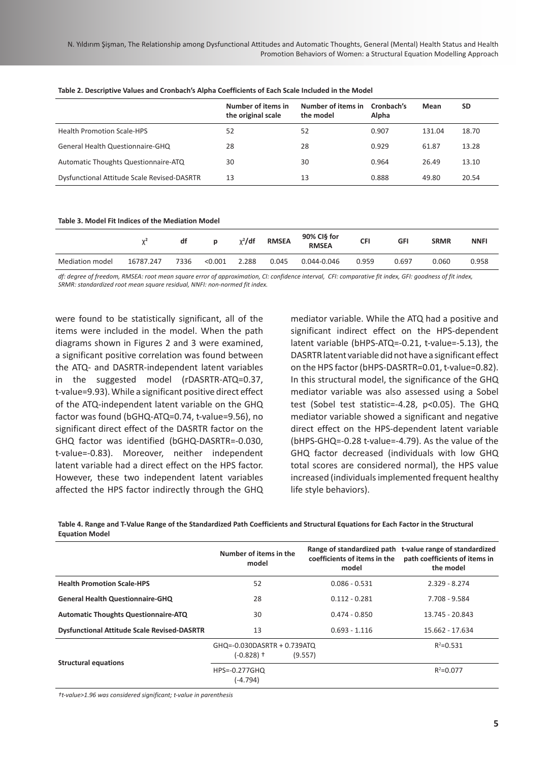**Table 2. Descriptive Values and Cronbach's Alpha Coefficients of Each Scale Included in the Model**

| | Number of items in the original scale | Number of items in the model | Cronbach's Alpha | Mean | SD |
|---|---|---|---|---|---|
| Health Promotion Scale-HPS | 52 | 52 | 0.907 | 131.04 | 18.70 |
| General Health Questionnaire-GHQ | 28 | 28 | 0.929 | 61.87 | 13.28 |
| Automatic Thoughts Questionnaire-ATQ | 30 | 30 | 0.964 | 26.49 | 13.10 |
| Dysfunctional Attitude Scale Revised-DASRTR | 13 | 13 | 0.888 | 49.80 | 20.54 |

**Table 3. Model Fit Indices of the Mediation Model**

| | $\chi^2$ | df | p | $\chi^2$/df | RMSEA | 90% CI§ for RMSEA | CFI | GFI | SRMR | NNFI |
|---|---|---|---|---|---|---|---|---|---|---|
| Mediation model | 16787.247 | 7336 | <0.001 | 2.288 | 0.045 | 0.044-0.046 | 0.959 | 0.697 | 0.060 | 0.958 |

*df: degree of freedom, RMSEA: root mean square error of approximation, CI: confidence interval, CFI: comparative fit index, GFI: goodness of fit index, SRMR: standardized root mean square residual, NNFI: non-normed fit index.*

were found to be statistically significant, all of the items were included in the model. When the path diagrams shown in Figures 2 and 3 were examined, a significant positive correlation was found between the ATQ- and DASRTR-independent latent variables in the suggested model (rDASRTR-ATQ=0.37, t-value=9.93). While a significant positive direct effect of the ATQ-independent latent variable on the GHQ factor was found (bGHQ-ATQ=0.74, t-value=9.56), no significant direct effect of the DASRTR factor on the GHQ factor was identified (bGHQ-DASRTR=-0.030, t-value=-0.83). Moreover, neither independent latent variable had a direct effect on the HPS factor. However, these two independent latent variables affected the HPS factor indirectly through the GHQ mediator variable. While the ATQ had a positive and significant indirect effect on the HPS-dependent latent variable (bHPS-ATQ=-0.21, t-value=-5.13), the DASRTR latent variable did not have a significant effect on the HPS factor (bHPS-DASRTR=0.01, t-value=0.82). In this structural model, the significance of the GHQ mediator variable was also assessed using a Sobel test (Sobel test statistic=-4.28, p<0.05). The GHQ mediator variable showed a significant and negative direct effect on the HPS-dependent latent variable (bHPS-GHQ=-0.28 t-value=-4.79). As the value of the GHQ factor decreased (individuals with low GHQ total scores are considered normal), the HPS value increased (individuals implemented frequent healthy life style behaviors).

**Table 4. Range and T-Value Range of the Standardized Path Coefficients and Structural Equations for Each Factor in the Structural Equation Model**

| | Number of items in the model | Range of standardized path coefficients of items in the model | t-value range of standardized path coefficients of items in the model |
|---|---|---|---|
| **Health Promotion Scale-HPS** | 52 | 0.086 - 0.531 | 2.329 - 8.274 |
| **General Health Questionnaire-GHQ** | 28 | 0.112 - 0.281 | 7.708 - 9.584 |
| **Automatic Thoughts Questionnaire-ATQ** | 30 | 0.474 - 0.850 | 13.745 - 20.843 |
| **Dysfunctional Attitude Scale Revised-DASRTR** | 13 | 0.693 - 1.116 | 15.662 - 17.634 |
| **Structural equations** | GHQ=-0.030DASRTR + 0.739ATQ (-0.828) † (9.557) | | $R^2$=0.531 |
| | HPS=-0.277GHQ (-4.794) | | $R^2$=0.077 |

*†t-value>1.96 was considered significant; t-value in parenthesis*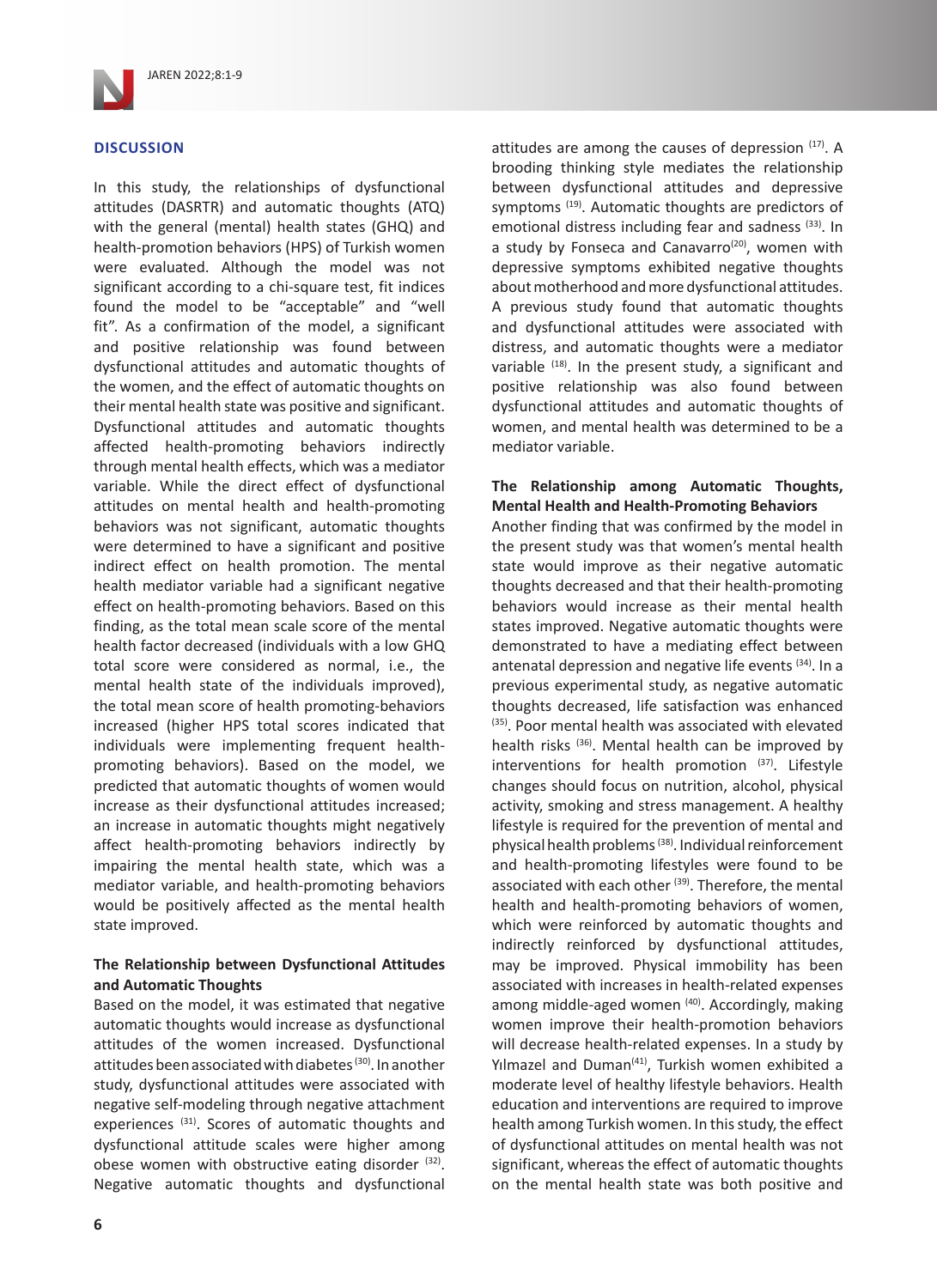## DISCUSSION

In this study, the relationships of dysfunctional attitudes (DASRTR) and automatic thoughts (ATQ) with the general (mental) health states (GHQ) and health-promotion behaviors (HPS) of Turkish women were evaluated. Although the model was not significant according to a chi-square test, fit indices found the model to be "acceptable" and "well fit". As a confirmation of the model, a significant and positive relationship was found between dysfunctional attitudes and automatic thoughts of the women, and the effect of automatic thoughts on their mental health state was positive and significant. Dysfunctional attitudes and automatic thoughts affected health-promoting behaviors indirectly through mental health effects, which was a mediator variable. While the direct effect of dysfunctional attitudes on mental health and health-promoting behaviors was not significant, automatic thoughts were determined to have a significant and positive indirect effect on health promotion. The mental health mediator variable had a significant negative effect on health-promoting behaviors. Based on this finding, as the total mean scale score of the mental health factor decreased (individuals with a low GHQ total score were considered as normal, i.e., the mental health state of the individuals improved), the total mean score of health promoting-behaviors increased (higher HPS total scores indicated that individuals were implementing frequent health-promoting behaviors). Based on the model, we predicted that automatic thoughts of women would increase as their dysfunctional attitudes increased; an increase in automatic thoughts might negatively affect health-promoting behaviors indirectly by impairing the mental health state, which was a mediator variable, and health-promoting behaviors would be positively affected as the mental health state improved.

### The Relationship between Dysfunctional Attitudes and Automatic Thoughts

Based on the model, it was estimated that negative automatic thoughts would increase as dysfunctional attitudes of the women increased. Dysfunctional attitudes been associated with diabetes [30]. In another study, dysfunctional attitudes were associated with negative self-modeling through negative attachment experiences [31]. Scores of automatic thoughts and dysfunctional attitude scales were higher among obese women with obstructive eating disorder [32]. Negative automatic thoughts and dysfunctional attitudes are among the causes of depression [17]. A brooding thinking style mediates the relationship between dysfunctional attitudes and depressive symptoms [19]. Automatic thoughts are predictors of emotional distress including fear and sadness [33]. In a study by Fonseca and Canavarro[20], women with depressive symptoms exhibited negative thoughts about motherhood and more dysfunctional attitudes. A previous study found that automatic thoughts and dysfunctional attitudes were associated with distress, and automatic thoughts were a mediator variable [18]. In the present study, a significant and positive relationship was also found between dysfunctional attitudes and automatic thoughts of women, and mental health was determined to be a mediator variable.

### The Relationship among Automatic Thoughts, Mental Health and Health-Promoting Behaviors

Another finding that was confirmed by the model in the present study was that women's mental health state would improve as their negative automatic thoughts decreased and that their health-promoting behaviors would increase as their mental health states improved. Negative automatic thoughts were demonstrated to have a mediating effect between antenatal depression and negative life events [34]. In a previous experimental study, as negative automatic thoughts decreased, life satisfaction was enhanced [35]. Poor mental health was associated with elevated health risks [36]. Mental health can be improved by interventions for health promotion [37]. Lifestyle changes should focus on nutrition, alcohol, physical activity, smoking and stress management. A healthy lifestyle is required for the prevention of mental and physical health problems [38]. Individual reinforcement and health-promoting lifestyles were found to be associated with each other [39]. Therefore, the mental health and health-promoting behaviors of women, which were reinforced by automatic thoughts and indirectly reinforced by dysfunctional attitudes, may be improved. Physical immobility has been associated with increases in health-related expenses among middle-aged women [40]. Accordingly, making women improve their health-promotion behaviors will decrease health-related expenses. In a study by Yılmazel and Duman[41], Turkish women exhibited a moderate level of healthy lifestyle behaviors. Health education and interventions are required to improve health among Turkish women. In this study, the effect of dysfunctional attitudes on mental health was not significant, whereas the effect of automatic thoughts on the mental health state was both positive and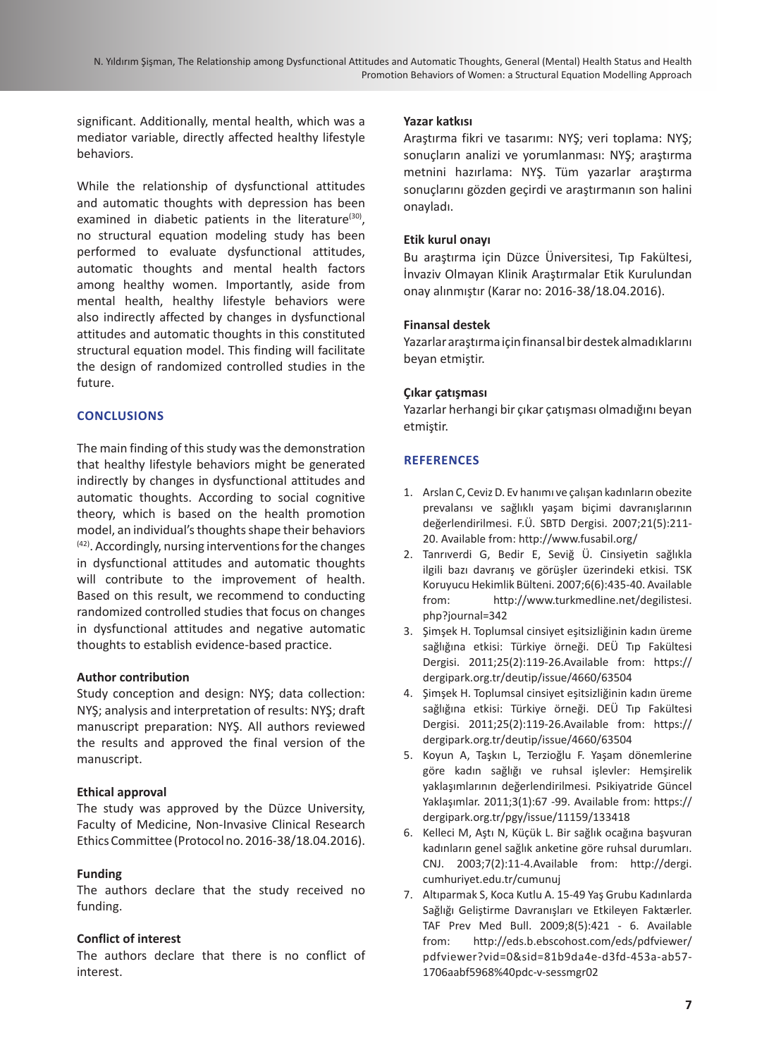significant. Additionally, mental health, which was a mediator variable, directly affected healthy lifestyle behaviors.

While the relationship of dysfunctional attitudes and automatic thoughts with depression has been examined in diabetic patients in the literature[30], no structural equation modeling study has been performed to evaluate dysfunctional attitudes, automatic thoughts and mental health factors among healthy women. Importantly, aside from mental health, healthy lifestyle behaviors were also indirectly affected by changes in dysfunctional attitudes and automatic thoughts in this constituted structural equation model. This finding will facilitate the design of randomized controlled studies in the future.

## CONCLUSIONS

The main finding of this study was the demonstration that healthy lifestyle behaviors might be generated indirectly by changes in dysfunctional attitudes and automatic thoughts. According to social cognitive theory, which is based on the health promotion model, an individual's thoughts shape their behaviors [42]. Accordingly, nursing interventions for the changes in dysfunctional attitudes and automatic thoughts will contribute to the improvement of health. Based on this result, we recommend to conducting randomized controlled studies that focus on changes in dysfunctional attitudes and negative automatic thoughts to establish evidence-based practice.

### Author contribution

Study conception and design: NYŞ; data collection: NYŞ; analysis and interpretation of results: NYŞ; draft manuscript preparation: NYŞ. All authors reviewed the results and approved the final version of the manuscript.

### Ethical approval

The study was approved by the Düzce University, Faculty of Medicine, Non-Invasive Clinical Research Ethics Committee (Protocol no. 2016-38/18.04.2016).

### Funding

The authors declare that the study received no funding.

### Conflict of interest

The authors declare that there is no conflict of interest.

### Yazar katkısı

Araştırma fikri ve tasarımı: NYŞ; veri toplama: NYŞ; sonuçların analizi ve yorumlanması: NYŞ; araştırma metnini hazırlama: NYŞ. Tüm yazarlar araştırma sonuçlarını gözden geçirdi ve araştırmanın son halini onayladı.

### Etik kurul onayı

Bu araştırma için Düzce Üniversitesi, Tıp Fakültesi, İnvaziv Olmayan Klinik Araştırmalar Etik Kurulundan onay alınmıştır (Karar no: 2016-38/18.04.2016).

### Finansal destek

Yazarlar araştırma için finansal bir destek almadıklarını beyan etmiştir.

### Çıkar çatışması

Yazarlar herhangi bir çıkar çatışması olmadığını beyan etmiştir.

## REFERENCES

1. Arslan C, Ceviz D. Ev hanımı ve çalışan kadınların obezite prevalansı ve sağlıklı yaşam biçimi davranışlarının değerlendirilmesi. F.Ü. SBTD Dergisi. 2007;21(5):211-20. Available from: http://www.fusabil.org/
2. Tanrıverdi G, Bedir E, Seviğ Ü. Cinsiyetin sağlıkla ilgili bazı davranış ve görüşler üzerindeki etkisi. TSK Koruyucu Hekimlik Bülteni. 2007;6(6):435-40. Available from: http://www.turkmedline.net/degilistesi.php?journal=342
3. Şimşek H. Toplumsal cinsiyet eşitsizliğinin kadın üreme sağlığına etkisi: Türkiye örneği. DEÜ Tıp Fakültesi Dergisi. 2011;25(2):119-26.Available from: https://dergipark.org.tr/deutip/issue/4660/63504
4. Şimşek H. Toplumsal cinsiyet eşitsizliğinin kadın üreme sağlığına etkisi: Türkiye örneği. DEÜ Tıp Fakültesi Dergisi. 2011;25(2):119-26.Available from: https://dergipark.org.tr/deutip/issue/4660/63504
5. Koyun A, Taşkın L, Terzioğlu F. Yaşam dönemlerine göre kadın sağlığı ve ruhsal işlevler: Hemşirelik yaklaşımlarının değerlendirilmesi. Psikiyatride Güncel Yaklaşımlar. 2011;3(1):67 -99. Available from: https://dergipark.org.tr/pgy/issue/11159/133418
6. Kelleci M, Aştı N, Küçük L. Bir sağlık ocağına başvuran kadınların genel sağlık anketine göre ruhsal durumları. CNJ. 2003;7(2):11-4.Available from: http://dergi.cumhuriyet.edu.tr/cumunuj
7. Altıparmak S, Koca Kutlu A. 15-49 Yaş Grubu Kadınlarda Sağlığı Geliştirme Davranışları ve Etkileyen Faktærler. TAF Prev Med Bull. 2009;8(5):421 - 6. Available from: http://eds.b.ebscohost.com/eds/pdfviewer/pdfviewer?vid=0&sid=81b9da4e-d3fd-453a-ab57-1706aabf5968%40pdc-v-sessmgr02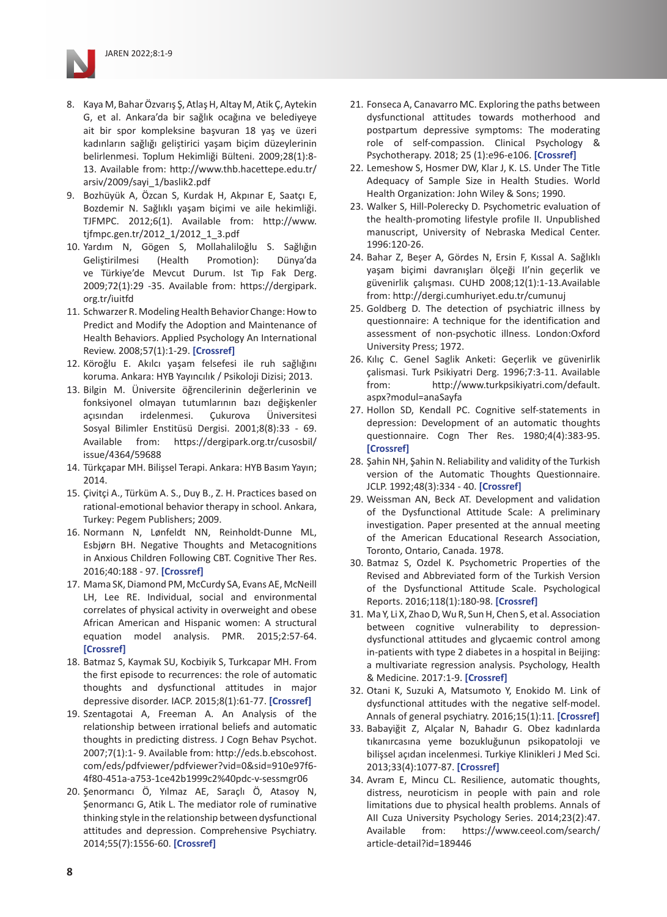8. Kaya M, Bahar Özvarış Ş, Atlaş H, Altay M, Atik Ç, Aytekin G, et al. Ankara'da bir sağlık ocağına ve belediyeye ait bir spor kompleksine başvuran 18 yaş ve üzeri kadınların sağlığı geliştirici yaşam biçim düzeylerinin belirlenmesi. Toplum Hekimliği Bülteni. 2009;28(1):8-13. Available from: http://www.thb.hacettepe.edu.tr/arsiv/2009/sayi_1/baslik2.pdf
9. Bozhüyük A, Özcan S, Kurdak H, Akpınar E, Saatçı E, Bozdemir N. Sağlıklı yaşam biçimi ve aile hekimliği. TJFMPC. 2012;6(1). Available from: http://www.tjfmpc.gen.tr/2012_1/2012_1_3.pdf
10. Yardım N, Gögen S, Mollahaliloğlu S. Sağlığın Geliştirilmesi (Health Promotion): Dünya'da ve Türkiye'de Mevcut Durum. Ist Tıp Fak Derg. 2009;72(1):29 -35. Available from: https://dergipark.org.tr/iuitfd
11. Schwarzer R. Modeling Health Behavior Change: How to Predict and Modify the Adoption and Maintenance of Health Behaviors. Applied Psychology An International Review. 2008;57(1):1-29. **[Crossref]**
12. Köroğlu E. Akılcı yaşam felsefesi ile ruh sağlığını koruma. Ankara: HYB Yayıncılık / Psikoloji Dizisi; 2013.
13. Bilgin M. Üniversite öğrencilerinin değerlerinin ve fonksiyonel olmayan tutumlarının bazı değişkenler açısından irdelenmesi. Çukurova Üniversitesi Sosyal Bilimler Enstitüsü Dergisi. 2001;8(8):33 - 69. Available from: https://dergipark.org.tr/cusosbil/issue/4364/59688
14. Türkçapar MH. Bilişsel Terapi. Ankara: HYB Basım Yayın; 2014.
15. Çivitçi A., Türküm A. S., Duy B., Z. H. Practices based on rational-emotional behavior therapy in school. Ankara, Turkey: Pegem Publishers; 2009.
16. Normann N, Lønfeldt NN, Reinholdt-Dunne ML, Esbjørn BH. Negative Thoughts and Metacognitions in Anxious Children Following CBT. Cognitive Ther Res. 2016;40:188 - 97. **[Crossref]**
17. Mama SK, Diamond PM, McCurdy SA, Evans AE, McNeill LH, Lee RE. Individual, social and environmental correlates of physical activity in overweight and obese African American and Hispanic women: A structural equation model analysis. PMR. 2015;2:57-64. **[Crossref]**
18. Batmaz S, Kaymak SU, Kocbiyik S, Turkcapar MH. From the first episode to recurrences: the role of automatic thoughts and dysfunctional attitudes in major depressive disorder. IACP. 2015;8(1):61-77. **[Crossref]**
19. Szentagotai A, Freeman A. An Analysis of the relationship between irrational beliefs and automatic thoughts in predicting distress. J Cogn Behav Psychot. 2007;7(1):1- 9. Available from: http://eds.b.ebscohost.com/eds/pdfviewer/pdfviewer?vid=0&sid=910e97f6-4f80-451a-a753-1ce42b1999c2%40pdc-v-sessmgr06
20. Şenormancı Ö, Yılmaz AE, Saraçlı Ö, Atasoy N, Şenormancı G, Atik L. The mediator role of ruminative thinking style in the relationship between dysfunctional attitudes and depression. Comprehensive Psychiatry. 2014;55(7):1556-60. **[Crossref]**
21. Fonseca A, Canavarro MC. Exploring the paths between dysfunctional attitudes towards motherhood and postpartum depressive symptoms: The moderating role of self-compassion. Clinical Psychology & Psychotherapy. 2018; 25 (1):e96-e106. **[Crossref]**
22. Lemeshow S, Hosmer DW, Klar J, K. LS. Under The Title Adequacy of Sample Size in Health Studies. World Health Organization: John Wiley & Sons; 1990.
23. Walker S, Hill-Polerecky D. Psychometric evaluation of the health-promoting lifestyle profile II. Unpublished manuscript, University of Nebraska Medical Center. 1996:120-26.
24. Bahar Z, Beşer A, Gördes N, Ersin F, Kıssal A. Sağlıklı yaşam biçimi davranışları ölçeği II'nin geçerlik ve güvenirlik çalışması. CUHD 2008;12(1):1-13.Available from: http://dergi.cumhuriyet.edu.tr/cumunuj
25. Goldberg D. The detection of psychiatric illness by questionnaire: A technique for the identification and assessment of non-psychotic illness. London:Oxford University Press; 1972.
26. Kılıç C. Genel Saglik Anketi: Geçerlik ve güvenirlik çalismasi. Turk Psikiyatri Derg. 1996;7:3-11. Available from: http://www.turkpsikiyatri.com/default.aspx?modul=anaSayfa
27. Hollon SD, Kendall PC. Cognitive self-statements in depression: Development of an automatic thoughts questionnaire. Cogn Ther Res. 1980;4(4):383-95. **[Crossref]**
28. Şahin NH, Şahin N. Reliability and validity of the Turkish version of the Automatic Thoughts Questionnaire. JCLP. 1992;48(3):334 - 40. **[Crossref]**
29. Weissman AN, Beck AT. Development and validation of the Dysfunctional Attitude Scale: A preliminary investigation. Paper presented at the annual meeting of the American Educational Research Association, Toronto, Ontario, Canada. 1978.
30. Batmaz S, Ozdel K. Psychometric Properties of the Revised and Abbreviated form of the Turkish Version of the Dysfunctional Attitude Scale. Psychological Reports. 2016;118(1):180-98. **[Crossref]**
31. Ma Y, Li X, Zhao D, Wu R, Sun H, Chen S, et al. Association between cognitive vulnerability to depression-dysfunctional attitudes and glycaemic control among in-patients with type 2 diabetes in a hospital in Beijing: a multivariate regression analysis. Psychology, Health & Medicine. 2017:1-9. **[Crossref]**
32. Otani K, Suzuki A, Matsumoto Y, Enokido M. Link of dysfunctional attitudes with the negative self-model. Annals of general psychiatry. 2016;15(1):11. **[Crossref]**
33. Babayiğit Z, Alçalar N, Bahadır G. Obez kadınlarda tıkanırcasına yeme bozukluğunun psikopatoloji ve bilişsel açıdan incelenmesi. Turkiye Klinikleri J Med Sci. 2013;33(4):1077-87. **[Crossref]**
34. Avram E, Mincu CL. Resilience, automatic thoughts, distress, neuroticism in people with pain and role limitations due to physical health problems. Annals of AII Cuza University Psychology Series. 2014;23(2):47. Available from: https://www.ceeol.com/search/article-detail?id=189446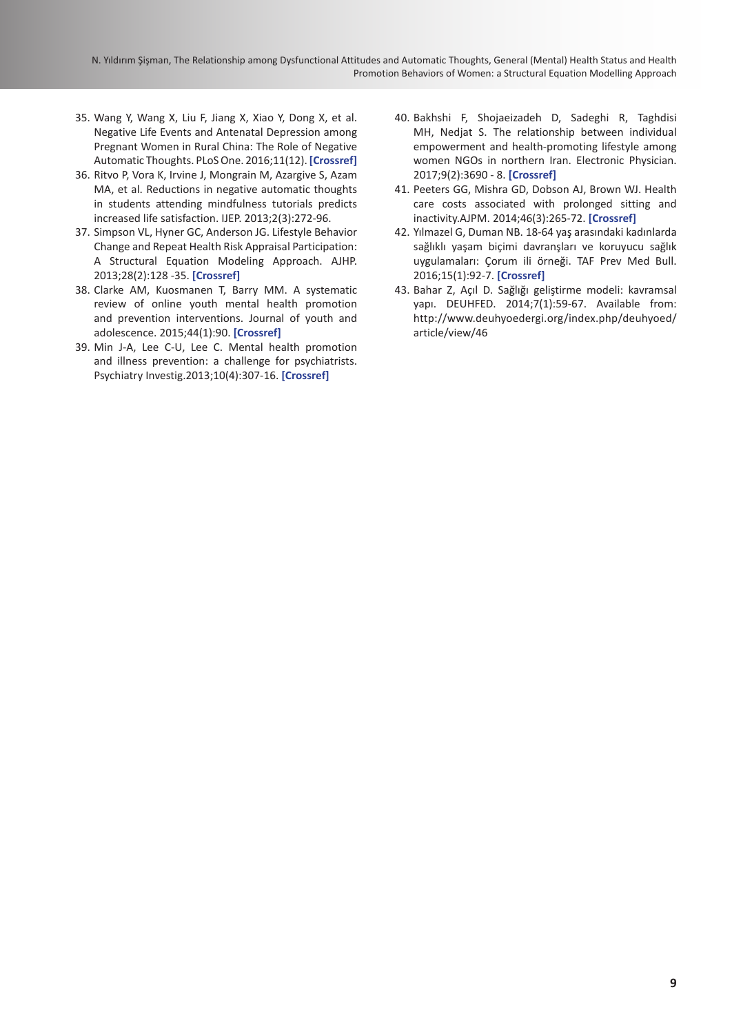35. Wang Y, Wang X, Liu F, Jiang X, Xiao Y, Dong X, et al. Negative Life Events and Antenatal Depression among Pregnant Women in Rural China: The Role of Negative Automatic Thoughts. PLoS One. 2016;11(12). **[Crossref]**
36. Ritvo P, Vora K, Irvine J, Mongrain M, Azargive S, Azam MA, et al. Reductions in negative automatic thoughts in students attending mindfulness tutorials predicts increased life satisfaction. IJEP. 2013;2(3):272-96.
37. Simpson VL, Hyner GC, Anderson JG. Lifestyle Behavior Change and Repeat Health Risk Appraisal Participation: A Structural Equation Modeling Approach. AJHP. 2013;28(2):128 -35. **[Crossref]**
38. Clarke AM, Kuosmanen T, Barry MM. A systematic review of online youth mental health promotion and prevention interventions. Journal of youth and adolescence. 2015;44(1):90. **[Crossref]**
39. Min J-A, Lee C-U, Lee C. Mental health promotion and illness prevention: a challenge for psychiatrists. Psychiatry Investig.2013;10(4):307-16. **[Crossref]**
40. Bakhshi F, Shojaeizadeh D, Sadeghi R, Taghdisi MH, Nedjat S. The relationship between individual empowerment and health-promoting lifestyle among women NGOs in northern Iran. Electronic Physician. 2017;9(2):3690 - 8. **[Crossref]**
41. Peeters GG, Mishra GD, Dobson AJ, Brown WJ. Health care costs associated with prolonged sitting and inactivity.AJPM. 2014;46(3):265-72. **[Crossref]**
42. Yılmazel G, Duman NB. 18-64 yaş arasındaki kadınlarda sağlıklı yaşam biçimi davranşları ve koruyucu sağlık uygulamaları: Çorum ili örneği. TAF Prev Med Bull. 2016;15(1):92-7. **[Crossref]**
43. Bahar Z, Açıl D. Sağlığı geliştirme modeli: kavramsal yapı. DEUHFED. 2014;7(1):59-67. Available from: http://www.deuhyoedergi.org/index.php/deuhyoed/article/view/46